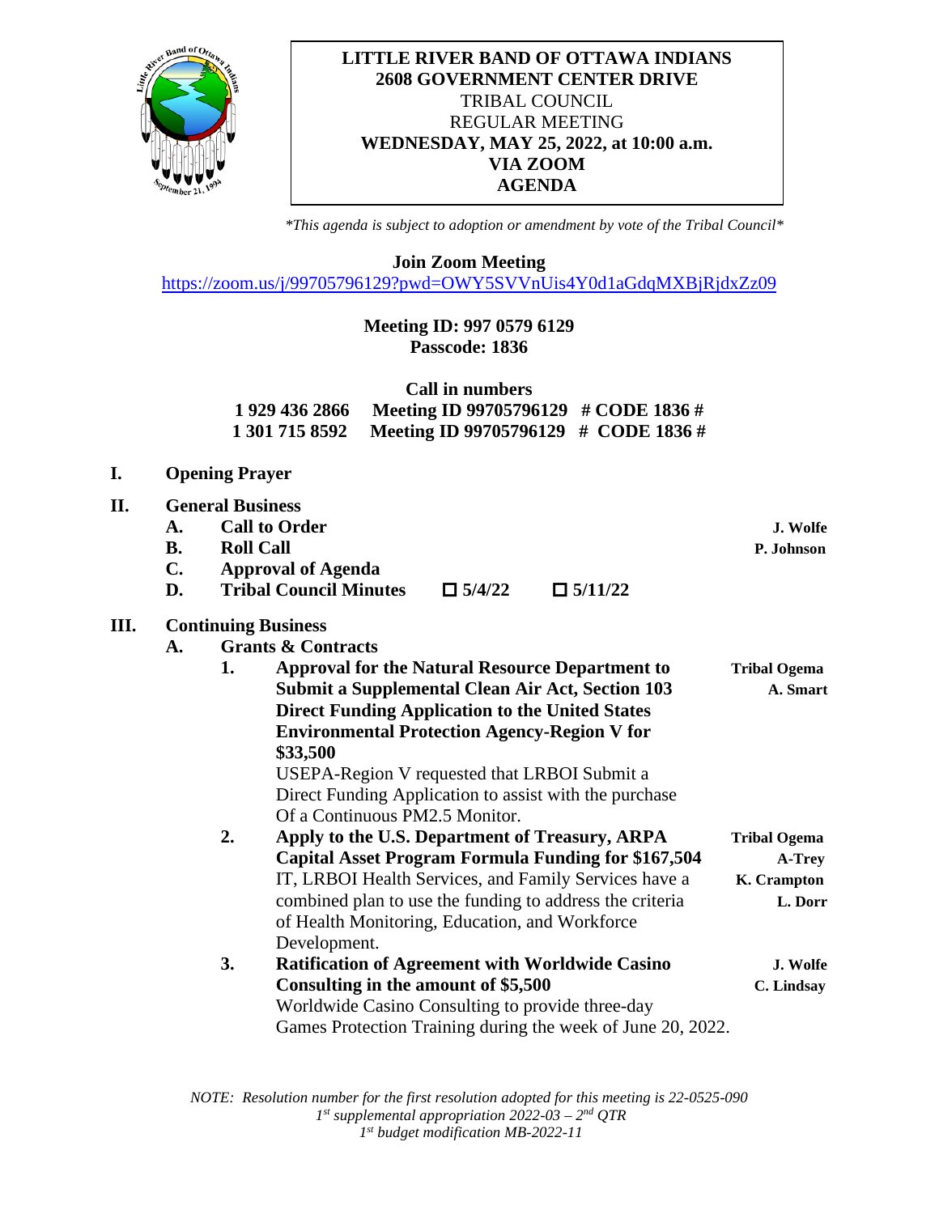# LITTLE RIVER BAND OF OTTAWA INDIANS
## 2608 GOVERNMENT CENTER DRIVE
TRIBAL COUNCIL
REGULAR MEETING
**WEDNESDAY, MAY 25, 2022, at 10:00 a.m.**
**VIA ZOOM**
**AGENDA**

*\*This agenda is subject to adoption or amendment by vote of the Tribal Council\**

**Join Zoom Meeting**
https://zoom.us/j/99705796129?pwd=OWY5SVVnUis4Y0d1aGdqMXBjRjdxZz09

**Meeting ID: 997 0579 6129**
**Passcode: 1836**

**Call in numbers**
**1 929 436 2866 Meeting ID 99705796129 # CODE 1836 #**
**1 301 715 8592 Meeting ID 99705796129 # CODE 1836 #**

**I. Opening Prayer**

**II. General Business**

- **A. Call to Order** — **J. Wolfe**
- **B. Roll Call** — **P. Johnson**
- **C. Approval of Agenda**
- **D. Tribal Council Minutes** ☐ **5/4/22** ☐ **5/11/22**

**III. Continuing Business**

**A. Grants & Contracts**

1. **Approval for the Natural Resource Department to Submit a Supplemental Clean Air Act, Section 103 Direct Funding Application to the United States Environmental Protection Agency-Region V for $33,500** — **Tribal Ogema, A. Smart**
   USEPA-Region V requested that LRBOI Submit a Direct Funding Application to assist with the purchase Of a Continuous PM2.5 Monitor.
2. **Apply to the U.S. Department of Treasury, ARPA Capital Asset Program Formula Funding for $167,504** — **Tribal Ogema, A-Trey, K. Crampton, L. Dorr**
   IT, LRBOI Health Services, and Family Services have a combined plan to use the funding to address the criteria of Health Monitoring, Education, and Workforce Development.
3. **Ratification of Agreement with Worldwide Casino Consulting in the amount of $5,500** — **J. Wolfe, C. Lindsay**
   Worldwide Casino Consulting to provide three-day Games Protection Training during the week of June 20, 2022.

*NOTE: Resolution number for the first resolution adopted for this meeting is 22-0525-090*
*1st supplemental appropriation 2022-03 – 2nd QTR*
*1st budget modification MB-2022-11*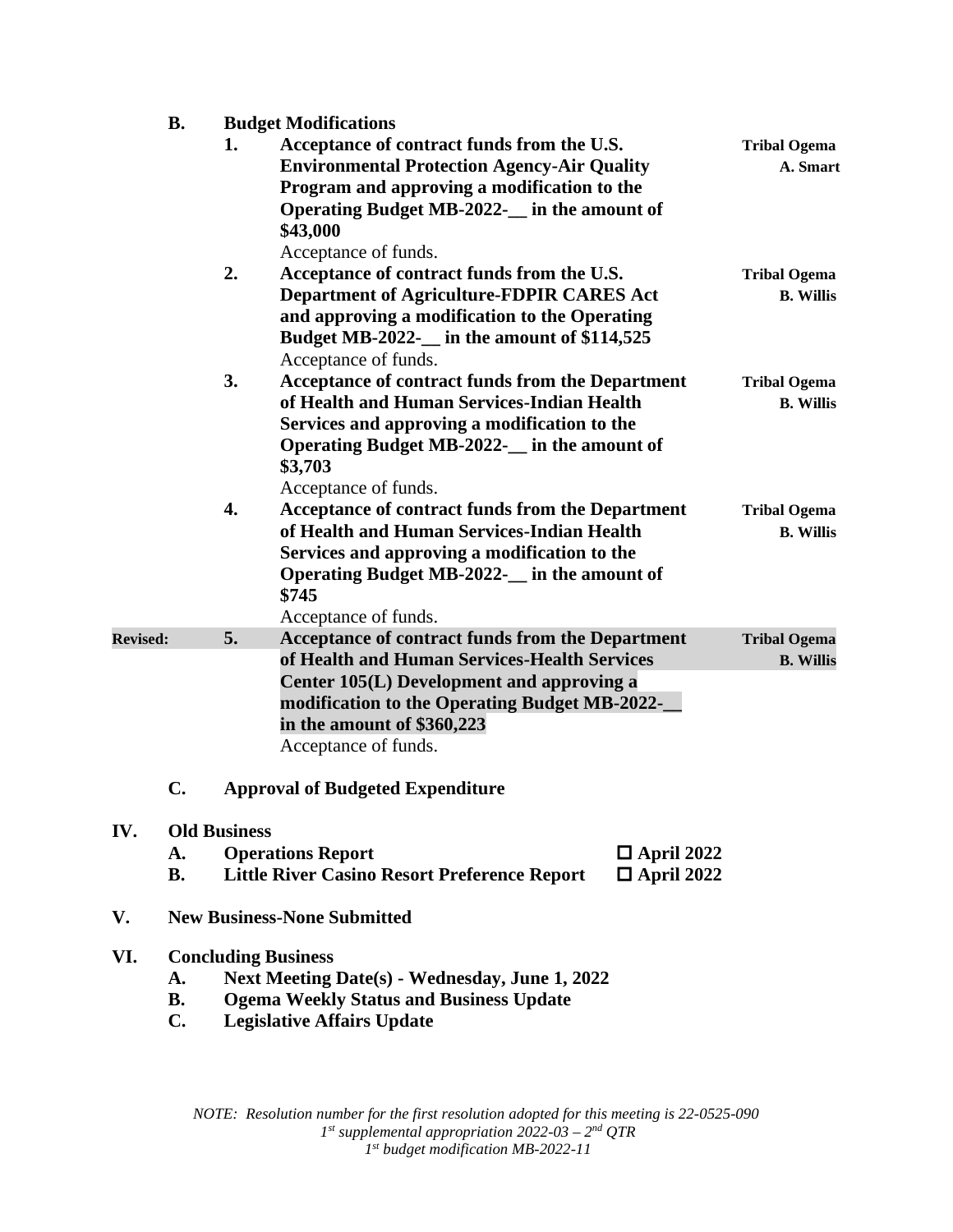**B. Budget Modifications**

1. **Acceptance of contract funds from the U.S. Environmental Protection Agency-Air Quality Program and approving a modification to the Operating Budget MB-2022-__ in the amount of $43,000** — **Tribal Ogema A. Smart**

   Acceptance of funds.

2. **Acceptance of contract funds from the U.S. Department of Agriculture-FDPIR CARES Act and approving a modification to the Operating Budget MB-2022-__ in the amount of $114,525** — **Tribal Ogema B. Willis**

   Acceptance of funds.

3. **Acceptance of contract funds from the Department of Health and Human Services-Indian Health Services and approving a modification to the Operating Budget MB-2022-__ in the amount of $3,703** — **Tribal Ogema B. Willis**

   Acceptance of funds.

4. **Acceptance of contract funds from the Department of Health and Human Services-Indian Health Services and approving a modification to the Operating Budget MB-2022-__ in the amount of $745** — **Tribal Ogema B. Willis**

   Acceptance of funds.

5. **Revised:** **Acceptance of contract funds from the Department of Health and Human Services-Health Services Center 105(L) Development and approving a modification to the Operating Budget MB-2022-__ in the amount of $360,223** — **Tribal Ogema B. Willis**

   Acceptance of funds.

**C. Approval of Budgeted Expenditure**

## IV. Old Business

- **A. Operations Report** ☐ **April 2022**
- **B. Little River Casino Resort Preference Report** ☐ **April 2022**

## V. New Business-None Submitted

## VI. Concluding Business

- **A. Next Meeting Date(s) - Wednesday, June 1, 2022**
- **B. Ogema Weekly Status and Business Update**
- **C. Legislative Affairs Update**

*NOTE: Resolution number for the first resolution adopted for this meeting is 22-0525-090*
*1st supplemental appropriation 2022-03 – 2nd QTR*
*1st budget modification MB-2022-11*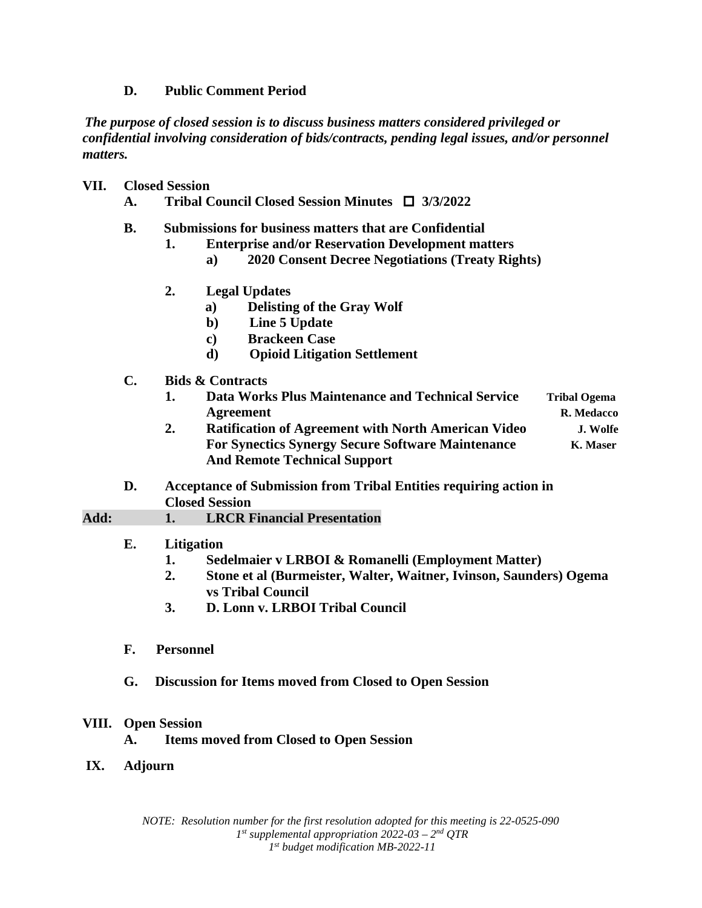**D. Public Comment Period**

***The purpose of closed session is to discuss business matters considered privileged or confidential involving consideration of bids/contracts, pending legal issues, and/or personnel matters.***

**VII. Closed Session**

**A. Tribal Council Closed Session Minutes ☐ 3/3/2022**

**B. Submissions for business matters that are Confidential**

**1. Enterprise and/or Reservation Development matters**

**a) 2020 Consent Decree Negotiations (Treaty Rights)**

**2. Legal Updates**

**a) Delisting of the Gray Wolf**

**b) Line 5 Update**

**c) Brackeen Case**

**d) Opioid Litigation Settlement**

**C. Bids & Contracts**

**1. Data Works Plus Maintenance and Technical Service Agreement** — **Tribal Ogema R. Medacco**

**2. Ratification of Agreement with North American Video For Synectics Synergy Secure Software Maintenance And Remote Technical Support** — **J. Wolfe K. Maser**

**D. Acceptance of Submission from Tribal Entities requiring action in Closed Session**

**Add: 1. LRCR Financial Presentation**

**E. Litigation**

**1. Sedelmaier v LRBOI & Romanelli (Employment Matter)**

**2. Stone et al (Burmeister, Walter, Waitner, Ivinson, Saunders) Ogema vs Tribal Council**

**3. D. Lonn v. LRBOI Tribal Council**

**F. Personnel**

**G. Discussion for Items moved from Closed to Open Session**

**VIII. Open Session**

**A. Items moved from Closed to Open Session**

**IX. Adjourn**

*NOTE: Resolution number for the first resolution adopted for this meeting is 22-0525-090*
*1st supplemental appropriation 2022-03 – 2nd QTR*
*1st budget modification MB-2022-11*